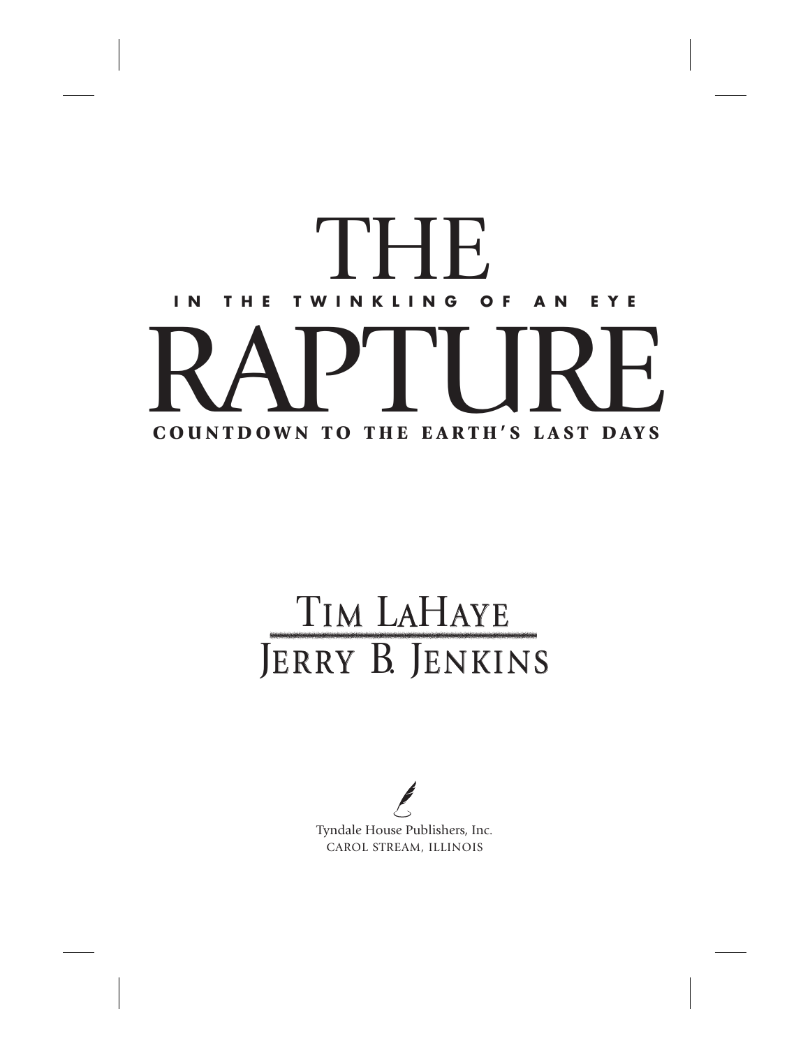# THE RAPTURE

**IN THE TWINKLING OF AN EYE**

**COUNTDOWN TO THE EARTH'S LAST DAYS**

TIM LAHAYE

JERRY B. JENKINS

Tyndale House Publishers, Inc.
CAROL STREAM, ILLINOIS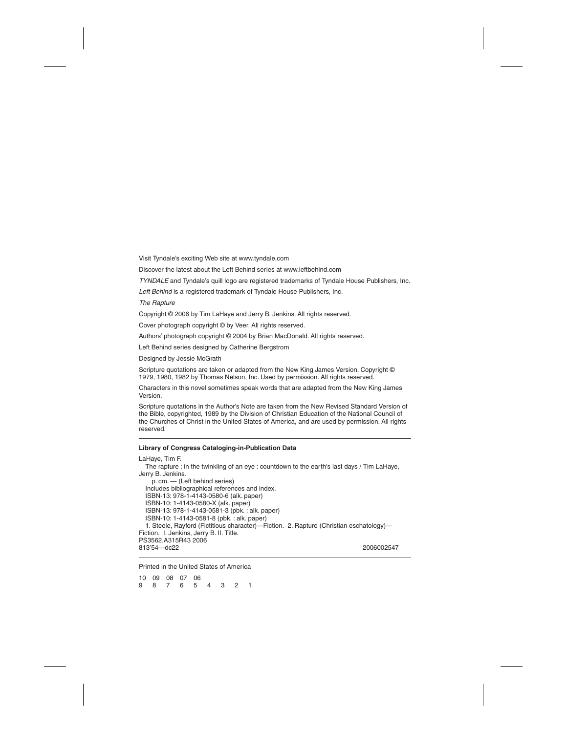Visit Tyndale's exciting Web site at www.tyndale.com

Discover the latest about the Left Behind series at www.leftbehind.com

*TYNDALE* and Tyndale's quill logo are registered trademarks of Tyndale House Publishers, Inc.

*Left Behind* is a registered trademark of Tyndale House Publishers, Inc.

*The Rapture*

Copyright © 2006 by Tim LaHaye and Jerry B. Jenkins. All rights reserved.

Cover photograph copyright © by Veer. All rights reserved.

Authors' photograph copyright © 2004 by Brian MacDonald. All rights reserved.

Left Behind series designed by Catherine Bergstrom

Designed by Jessie McGrath

Scripture quotations are taken or adapted from the New King James Version. Copyright © 1979, 1980, 1982 by Thomas Nelson, Inc. Used by permission. All rights reserved.

Characters in this novel sometimes speak words that are adapted from the New King James Version.

Scripture quotations in the Author's Note are taken from the New Revised Standard Version of the Bible, copyrighted, 1989 by the Division of Christian Education of the National Council of the Churches of Christ in the United States of America, and are used by permission. All rights reserved.

---

**Library of Congress Cataloging-in-Publication Data**

LaHaye, Tim F.
The rapture : in the twinkling of an eye : countdown to the earth's last days / Tim LaHaye, Jerry B. Jenkins.
p. cm. — (Left behind series)
Includes bibliographical references and index.
ISBN-13: 978-1-4143-0580-6 (alk. paper)
ISBN-10: 1-4143-0580-X (alk. paper)
ISBN-13: 978-1-4143-0581-3 (pbk. : alk. paper)
ISBN-10: 1-4143-0581-8 (pbk. : alk. paper)
1. Steele, Rayford (Fictitious character)—Fiction. 2. Rapture (Christian eschatology)—Fiction. I. Jenkins, Jerry B. II. Title.
PS3562.A315R43 2006
813′.54—dc22 2006002547

---

Printed in the United States of America

10 09 08 07 06
9 8 7 6 5 4 3 2 1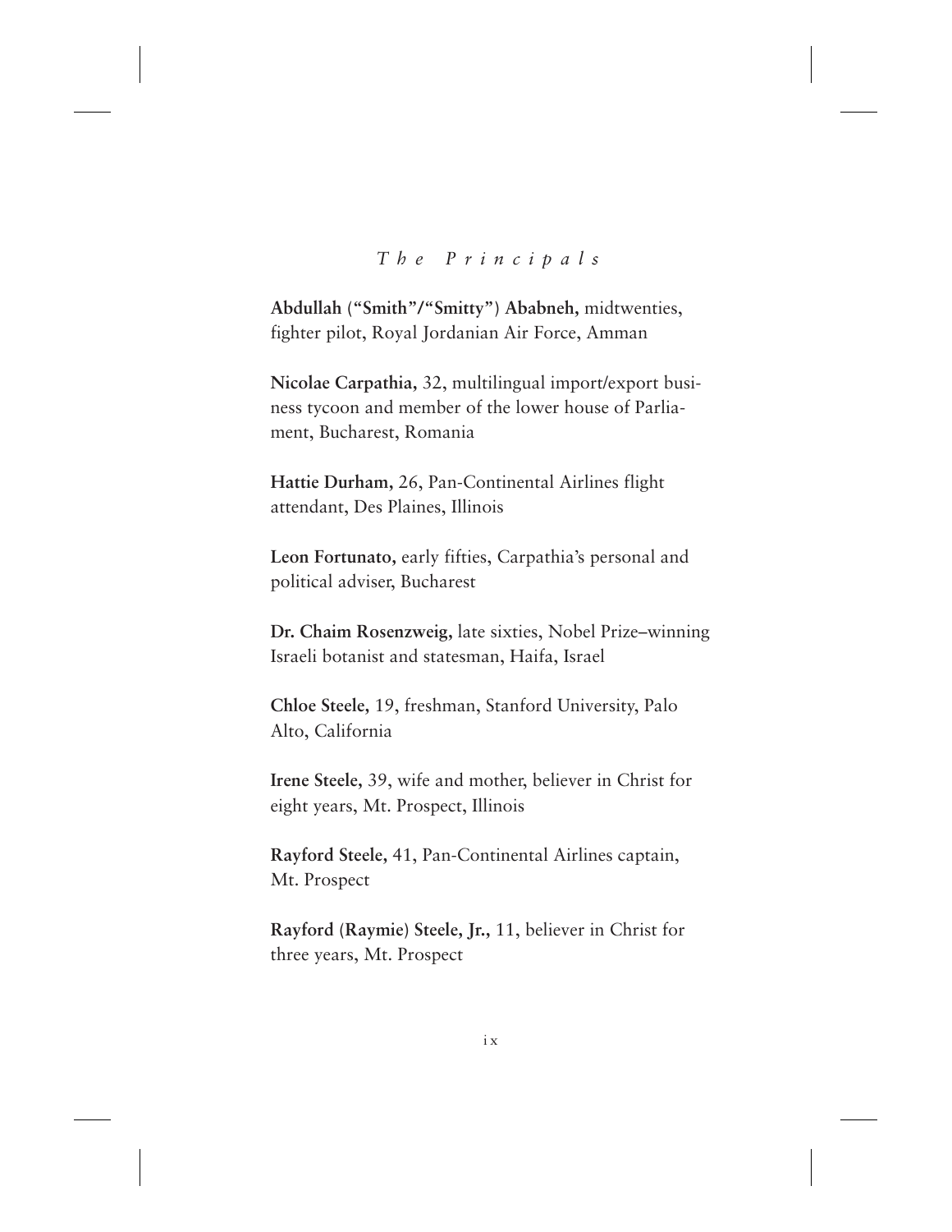# *The Principals*

**Abdullah ("Smith"/"Smitty") Ababneh,** midtwenties, fighter pilot, Royal Jordanian Air Force, Amman

**Nicolae Carpathia,** 32, multilingual import/export business tycoon and member of the lower house of Parliament, Bucharest, Romania

**Hattie Durham,** 26, Pan-Continental Airlines flight attendant, Des Plaines, Illinois

**Leon Fortunato,** early fifties, Carpathia's personal and political adviser, Bucharest

**Dr. Chaim Rosenzweig,** late sixties, Nobel Prize–winning Israeli botanist and statesman, Haifa, Israel

**Chloe Steele,** 19, freshman, Stanford University, Palo Alto, California

**Irene Steele,** 39, wife and mother, believer in Christ for eight years, Mt. Prospect, Illinois

**Rayford Steele,** 41, Pan-Continental Airlines captain, Mt. Prospect

**Rayford (Raymie) Steele, Jr.,** 11, believer in Christ for three years, Mt. Prospect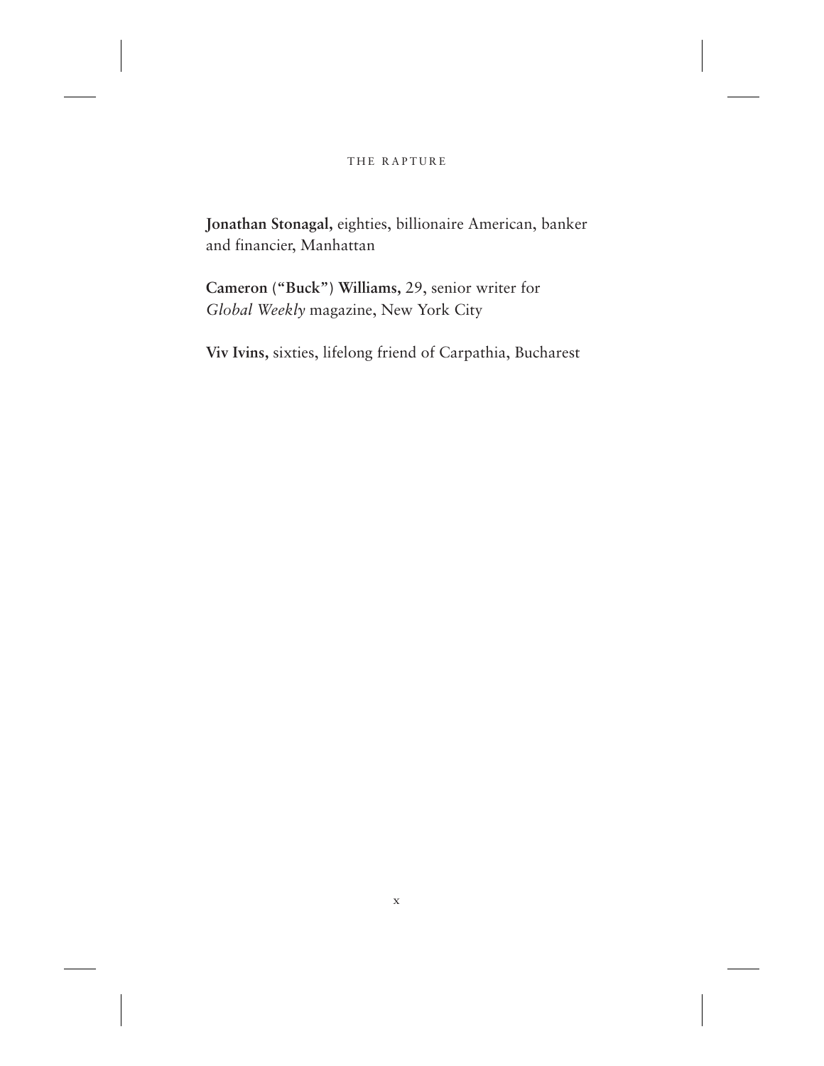**Jonathan Stonagal,** eighties, billionaire American, banker and financier, Manhattan

**Cameron ("Buck") Williams,** 29, senior writer for *Global Weekly* magazine, New York City

**Viv Ivins,** sixties, lifelong friend of Carpathia, Bucharest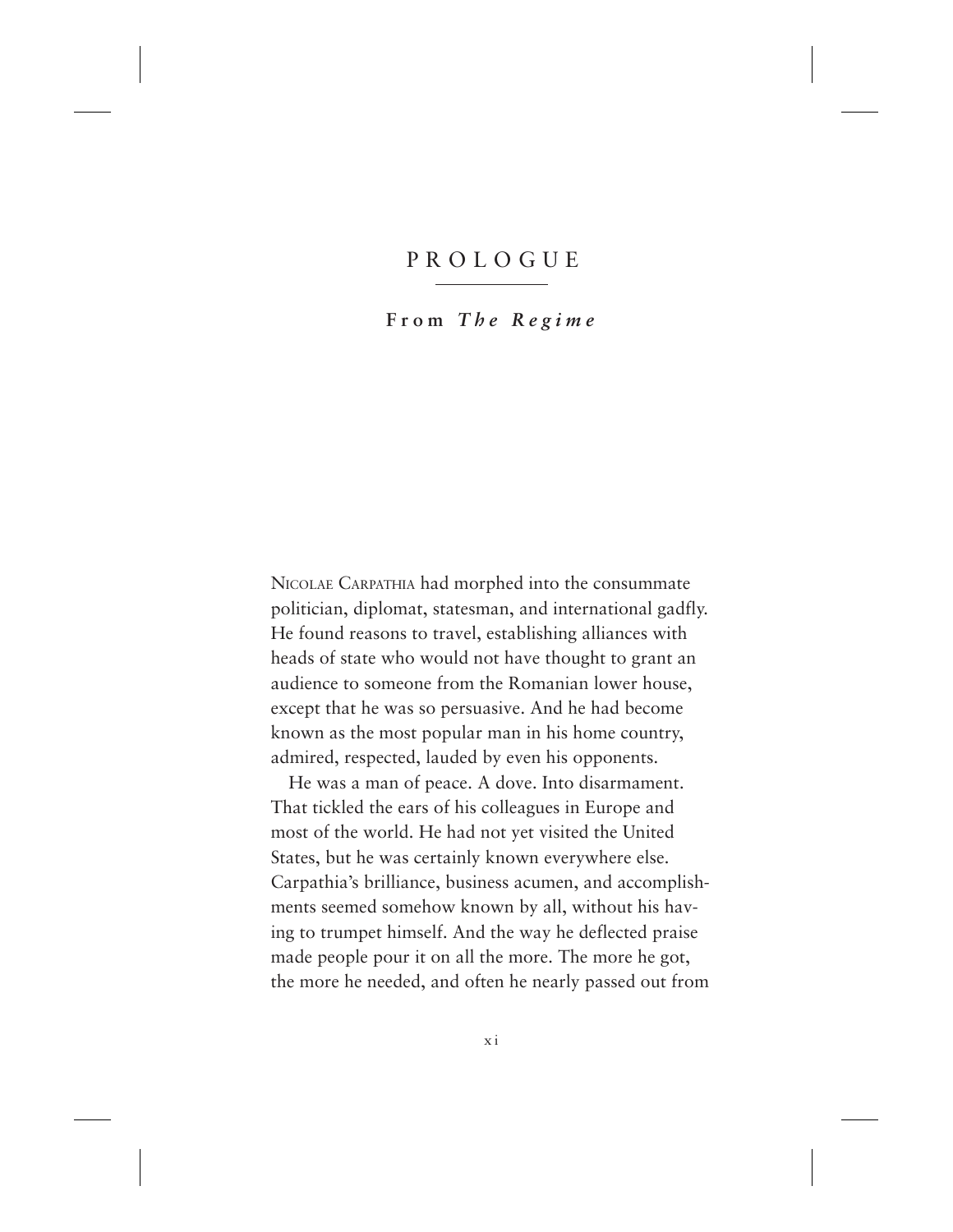# PROLOGUE

## From *The Regime*

NICOLAE CARPATHIA had morphed into the consummate politician, diplomat, statesman, and international gadfly. He found reasons to travel, establishing alliances with heads of state who would not have thought to grant an audience to someone from the Romanian lower house, except that he was so persuasive. And he had become known as the most popular man in his home country, admired, respected, lauded by even his opponents.

He was a man of peace. A dove. Into disarmament. That tickled the ears of his colleagues in Europe and most of the world. He had not yet visited the United States, but he was certainly known everywhere else. Carpathia's brilliance, business acumen, and accomplishments seemed somehow known by all, without his having to trumpet himself. And the way he deflected praise made people pour it on all the more. The more he got, the more he needed, and often he nearly passed out from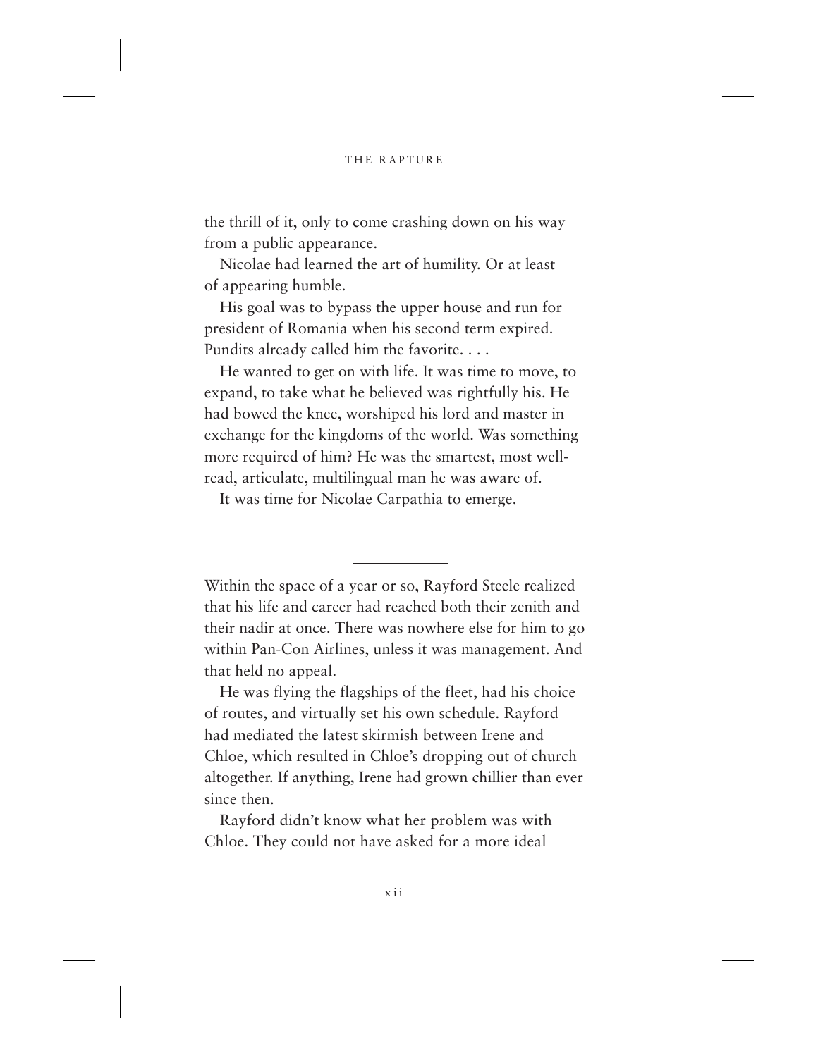the thrill of it, only to come crashing down on his way from a public appearance.

Nicolae had learned the art of humility. Or at least of appearing humble.

His goal was to bypass the upper house and run for president of Romania when his second term expired. Pundits already called him the favorite. . . .

He wanted to get on with life. It was time to move, to expand, to take what he believed was rightfully his. He had bowed the knee, worshiped his lord and master in exchange for the kingdoms of the world. Was something more required of him? He was the smartest, most well-read, articulate, multilingual man he was aware of.

It was time for Nicolae Carpathia to emerge.

---

Within the space of a year or so, Rayford Steele realized that his life and career had reached both their zenith and their nadir at once. There was nowhere else for him to go within Pan-Con Airlines, unless it was management. And that held no appeal.

He was flying the flagships of the fleet, had his choice of routes, and virtually set his own schedule. Rayford had mediated the latest skirmish between Irene and Chloe, which resulted in Chloe's dropping out of church altogether. If anything, Irene had grown chillier than ever since then.

Rayford didn't know what her problem was with Chloe. They could not have asked for a more ideal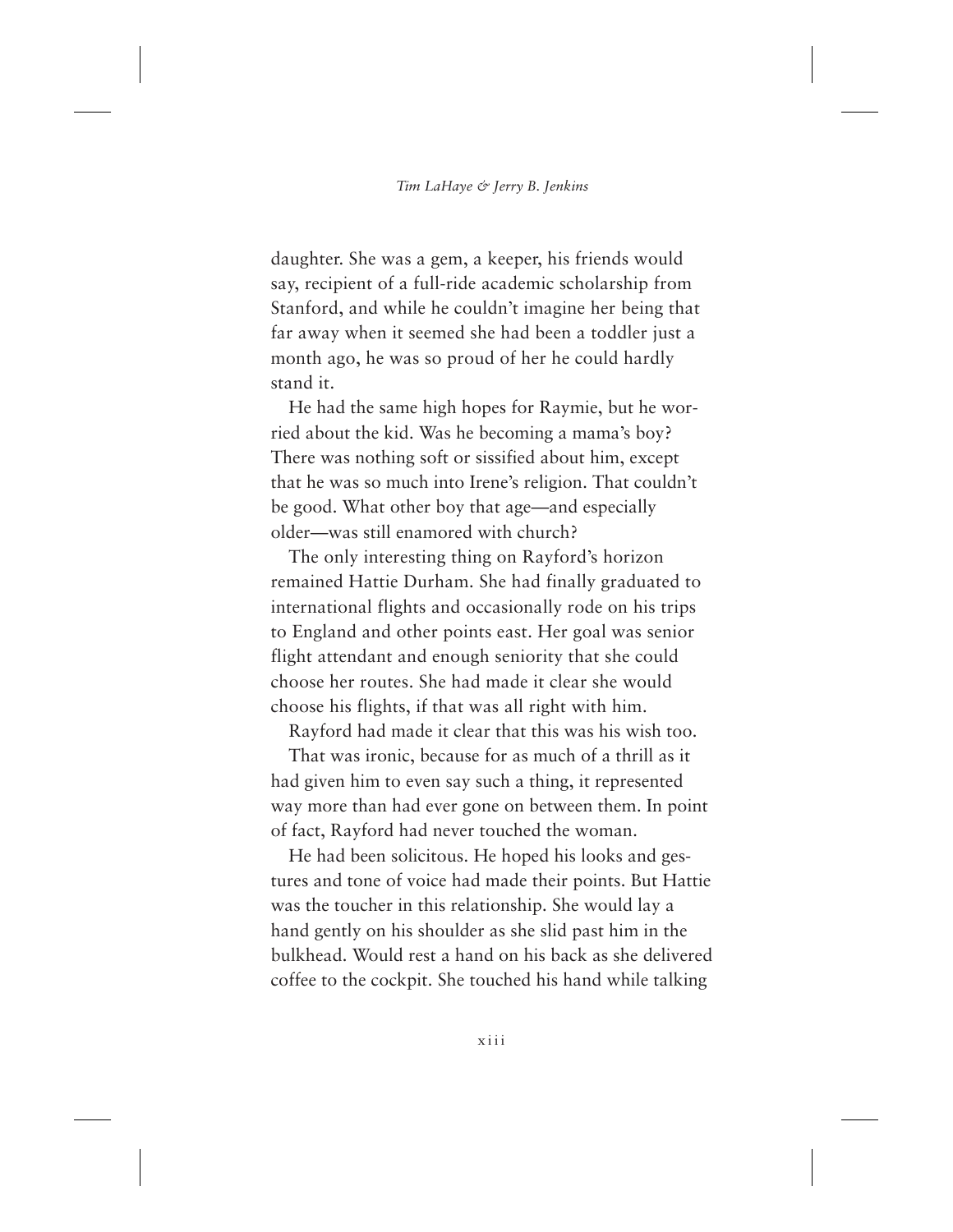daughter. She was a gem, a keeper, his friends would say, recipient of a full-ride academic scholarship from Stanford, and while he couldn't imagine her being that far away when it seemed she had been a toddler just a month ago, he was so proud of her he could hardly stand it.

He had the same high hopes for Raymie, but he worried about the kid. Was he becoming a mama's boy? There was nothing soft or sissified about him, except that he was so much into Irene's religion. That couldn't be good. What other boy that age—and especially older—was still enamored with church?

The only interesting thing on Rayford's horizon remained Hattie Durham. She had finally graduated to international flights and occasionally rode on his trips to England and other points east. Her goal was senior flight attendant and enough seniority that she could choose her routes. She had made it clear she would choose his flights, if that was all right with him.

Rayford had made it clear that this was his wish too.

That was ironic, because for as much of a thrill as it had given him to even say such a thing, it represented way more than had ever gone on between them. In point of fact, Rayford had never touched the woman.

He had been solicitous. He hoped his looks and gestures and tone of voice had made their points. But Hattie was the toucher in this relationship. She would lay a hand gently on his shoulder as she slid past him in the bulkhead. Would rest a hand on his back as she delivered coffee to the cockpit. She touched his hand while talking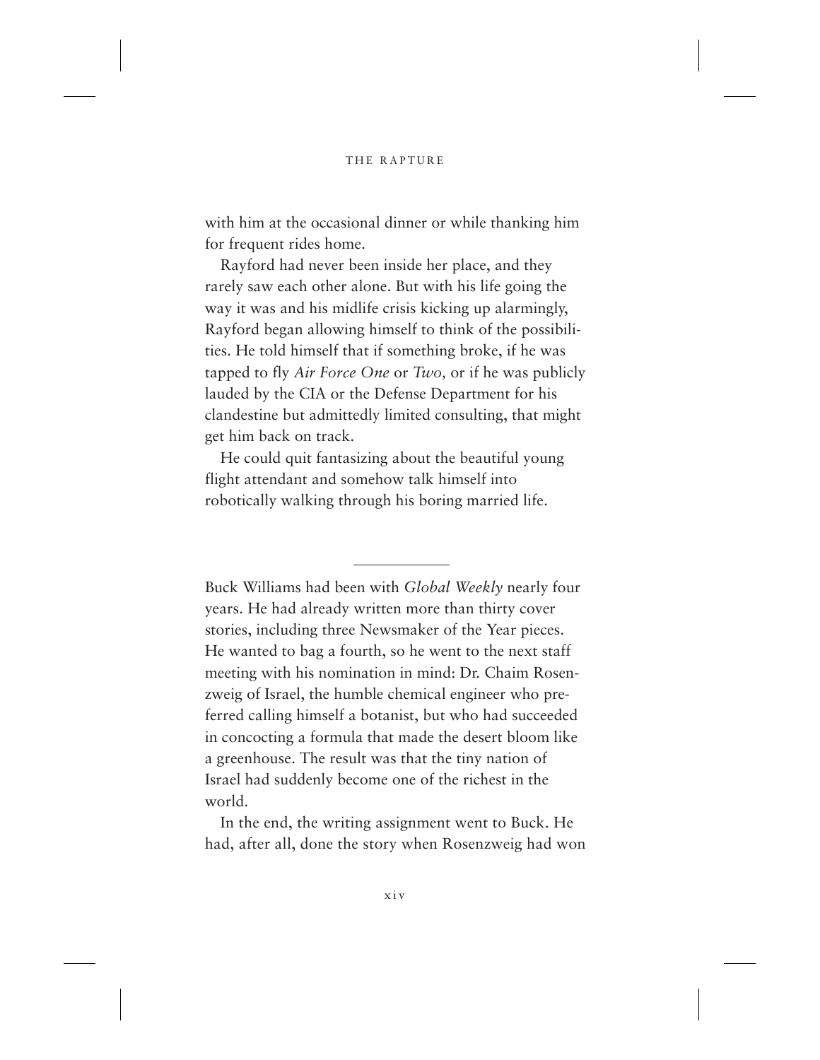with him at the occasional dinner or while thanking him for frequent rides home.

Rayford had never been inside her place, and they rarely saw each other alone. But with his life going the way it was and his midlife crisis kicking up alarmingly, Rayford began allowing himself to think of the possibilities. He told himself that if something broke, if he was tapped to fly *Air Force One* or *Two,* or if he was publicly lauded by the CIA or the Defense Department for his clandestine but admittedly limited consulting, that might get him back on track.

He could quit fantasizing about the beautiful young flight attendant and somehow talk himself into robotically walking through his boring married life.

---

Buck Williams had been with *Global Weekly* nearly four years. He had already written more than thirty cover stories, including three Newsmaker of the Year pieces. He wanted to bag a fourth, so he went to the next staff meeting with his nomination in mind: Dr. Chaim Rosenzweig of Israel, the humble chemical engineer who preferred calling himself a botanist, but who had succeeded in concocting a formula that made the desert bloom like a greenhouse. The result was that the tiny nation of Israel had suddenly become one of the richest in the world.

In the end, the writing assignment went to Buck. He had, after all, done the story when Rosenzweig had won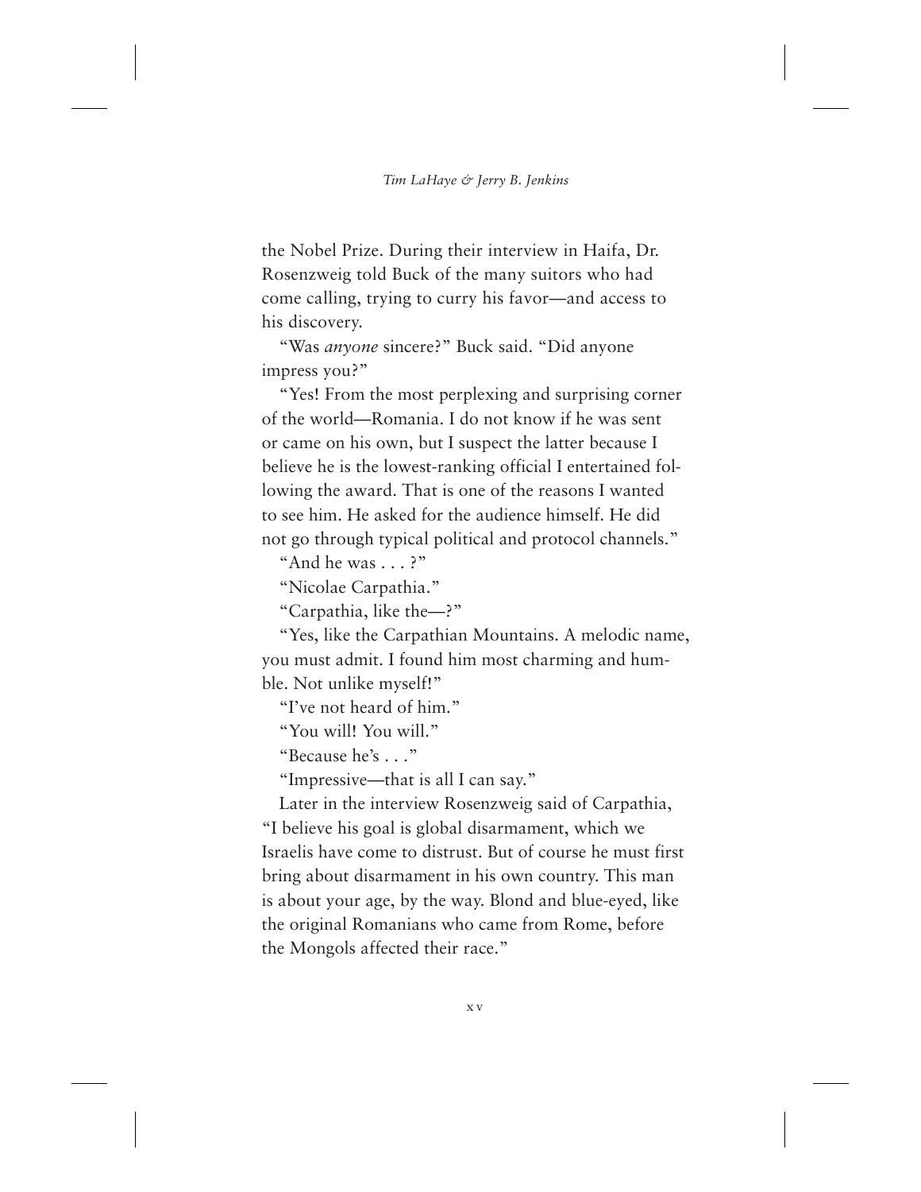the Nobel Prize. During their interview in Haifa, Dr. Rosenzweig told Buck of the many suitors who had come calling, trying to curry his favor—and access to his discovery.

"Was *anyone* sincere?" Buck said. "Did anyone impress you?"

"Yes! From the most perplexing and surprising corner of the world—Romania. I do not know if he was sent or came on his own, but I suspect the latter because I believe he is the lowest-ranking official I entertained following the award. That is one of the reasons I wanted to see him. He asked for the audience himself. He did not go through typical political and protocol channels."

"And he was . . . ?"

"Nicolae Carpathia."

"Carpathia, like the—?"

"Yes, like the Carpathian Mountains. A melodic name, you must admit. I found him most charming and humble. Not unlike myself!"

"I've not heard of him."

"You will! You will."

"Because he's . . ."

"Impressive—that is all I can say."

Later in the interview Rosenzweig said of Carpathia, "I believe his goal is global disarmament, which we Israelis have come to distrust. But of course he must first bring about disarmament in his own country. This man is about your age, by the way. Blond and blue-eyed, like the original Romanians who came from Rome, before the Mongols affected their race."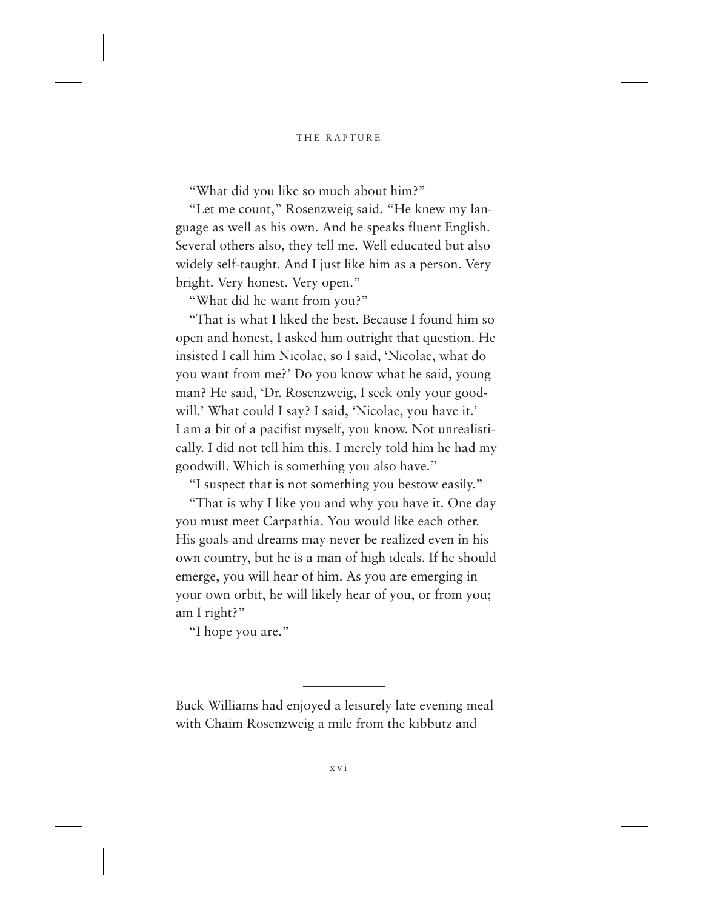"What did you like so much about him?"

"Let me count," Rosenzweig said. "He knew my language as well as his own. And he speaks fluent English. Several others also, they tell me. Well educated but also widely self-taught. And I just like him as a person. Very bright. Very honest. Very open."

"What did he want from you?"

"That is what I liked the best. Because I found him so open and honest, I asked him outright that question. He insisted I call him Nicolae, so I said, 'Nicolae, what do you want from me?' Do you know what he said, young man? He said, 'Dr. Rosenzweig, I seek only your goodwill.' What could I say? I said, 'Nicolae, you have it.' I am a bit of a pacifist myself, you know. Not unrealistically. I did not tell him this. I merely told him he had my goodwill. Which is something you also have."

"I suspect that is not something you bestow easily."

"That is why I like you and why you have it. One day you must meet Carpathia. You would like each other. His goals and dreams may never be realized even in his own country, but he is a man of high ideals. If he should emerge, you will hear of him. As you are emerging in your own orbit, he will likely hear of you, or from you; am I right?"

"I hope you are."

---

Buck Williams had enjoyed a leisurely late evening meal with Chaim Rosenzweig a mile from the kibbutz and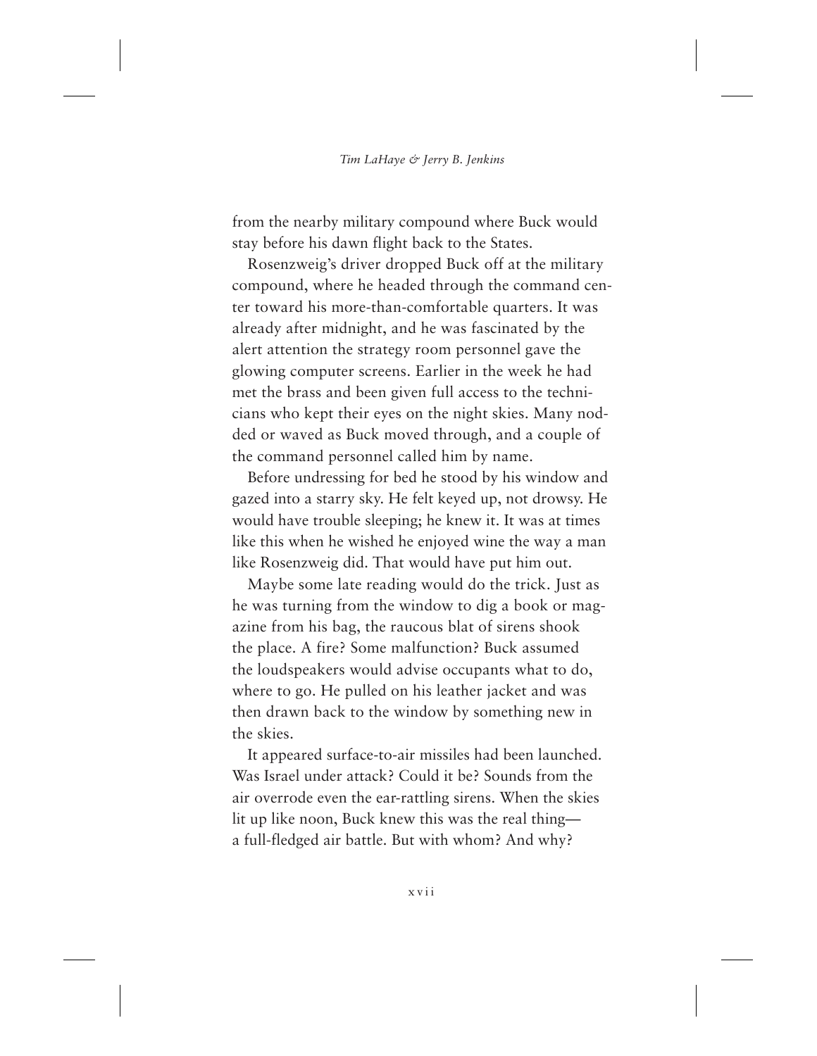from the nearby military compound where Buck would stay before his dawn flight back to the States.

Rosenzweig's driver dropped Buck off at the military compound, where he headed through the command center toward his more-than-comfortable quarters. It was already after midnight, and he was fascinated by the alert attention the strategy room personnel gave the glowing computer screens. Earlier in the week he had met the brass and been given full access to the technicians who kept their eyes on the night skies. Many nodded or waved as Buck moved through, and a couple of the command personnel called him by name.

Before undressing for bed he stood by his window and gazed into a starry sky. He felt keyed up, not drowsy. He would have trouble sleeping; he knew it. It was at times like this when he wished he enjoyed wine the way a man like Rosenzweig did. That would have put him out.

Maybe some late reading would do the trick. Just as he was turning from the window to dig a book or magazine from his bag, the raucous blat of sirens shook the place. A fire? Some malfunction? Buck assumed the loudspeakers would advise occupants what to do, where to go. He pulled on his leather jacket and was then drawn back to the window by something new in the skies.

It appeared surface-to-air missiles had been launched. Was Israel under attack? Could it be? Sounds from the air overrode even the ear-rattling sirens. When the skies lit up like noon, Buck knew this was the real thing—a full-fledged air battle. But with whom? And why?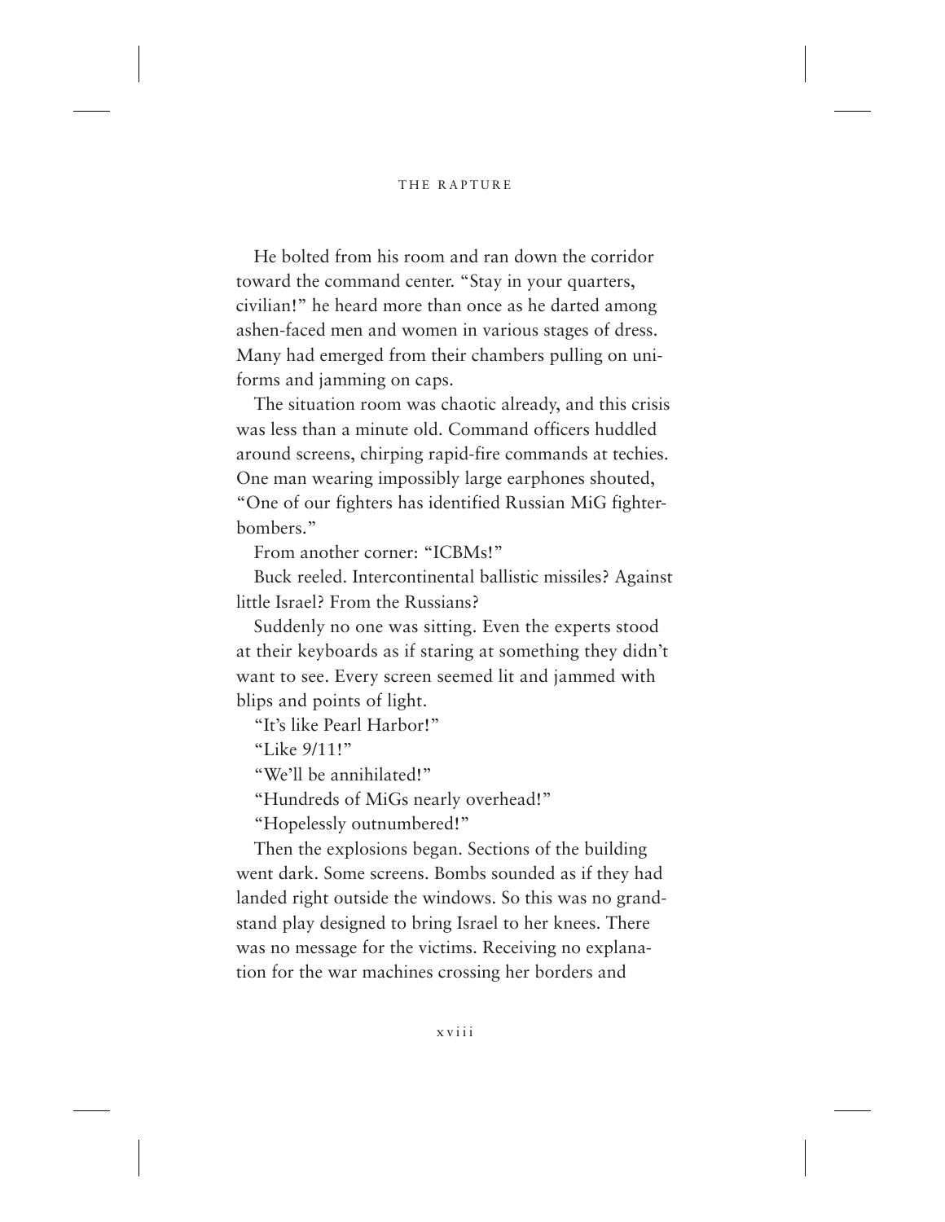He bolted from his room and ran down the corridor toward the command center. "Stay in your quarters, civilian!" he heard more than once as he darted among ashen-faced men and women in various stages of dress. Many had emerged from their chambers pulling on uniforms and jamming on caps.

The situation room was chaotic already, and this crisis was less than a minute old. Command officers huddled around screens, chirping rapid-fire commands at techies. One man wearing impossibly large earphones shouted, "One of our fighters has identified Russian MiG fighter-bombers."

From another corner: "ICBMs!"

Buck reeled. Intercontinental ballistic missiles? Against little Israel? From the Russians?

Suddenly no one was sitting. Even the experts stood at their keyboards as if staring at something they didn't want to see. Every screen seemed lit and jammed with blips and points of light.

"It's like Pearl Harbor!"

"Like 9/11!"

"We'll be annihilated!"

"Hundreds of MiGs nearly overhead!"

"Hopelessly outnumbered!"

Then the explosions began. Sections of the building went dark. Some screens. Bombs sounded as if they had landed right outside the windows. So this was no grandstand play designed to bring Israel to her knees. There was no message for the victims. Receiving no explanation for the war machines crossing her borders and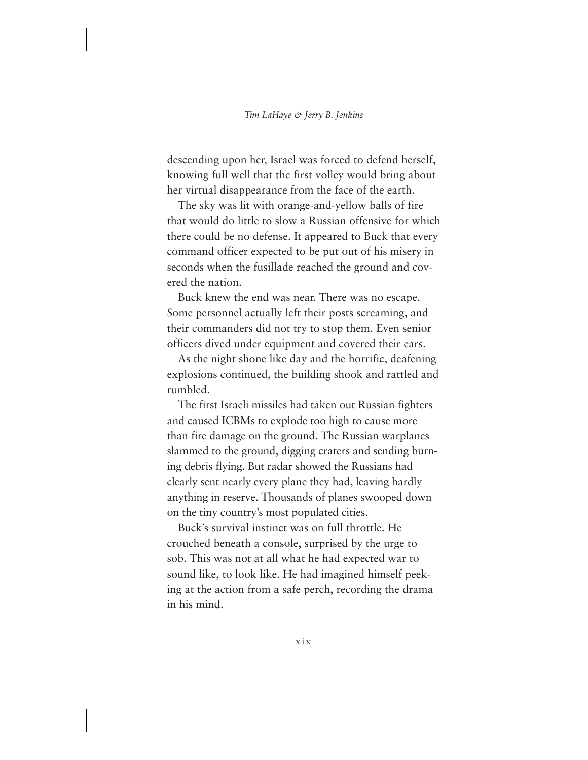descending upon her, Israel was forced to defend herself, knowing full well that the first volley would bring about her virtual disappearance from the face of the earth.

The sky was lit with orange-and-yellow balls of fire that would do little to slow a Russian offensive for which there could be no defense. It appeared to Buck that every command officer expected to be put out of his misery in seconds when the fusillade reached the ground and covered the nation.

Buck knew the end was near. There was no escape. Some personnel actually left their posts screaming, and their commanders did not try to stop them. Even senior officers dived under equipment and covered their ears.

As the night shone like day and the horrific, deafening explosions continued, the building shook and rattled and rumbled.

The first Israeli missiles had taken out Russian fighters and caused ICBMs to explode too high to cause more than fire damage on the ground. The Russian warplanes slammed to the ground, digging craters and sending burning debris flying. But radar showed the Russians had clearly sent nearly every plane they had, leaving hardly anything in reserve. Thousands of planes swooped down on the tiny country's most populated cities.

Buck's survival instinct was on full throttle. He crouched beneath a console, surprised by the urge to sob. This was not at all what he had expected war to sound like, to look like. He had imagined himself peeking at the action from a safe perch, recording the drama in his mind.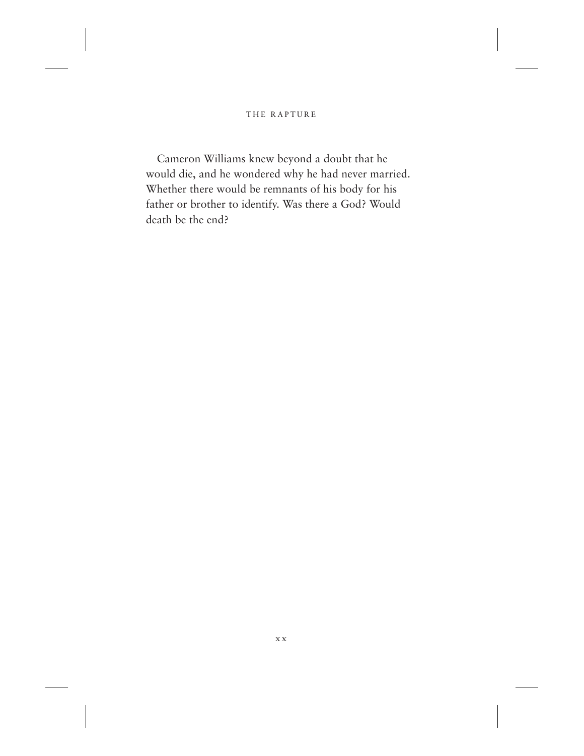Cameron Williams knew beyond a doubt that he would die, and he wondered why he had never married. Whether there would be remnants of his body for his father or brother to identify. Was there a God? Would death be the end?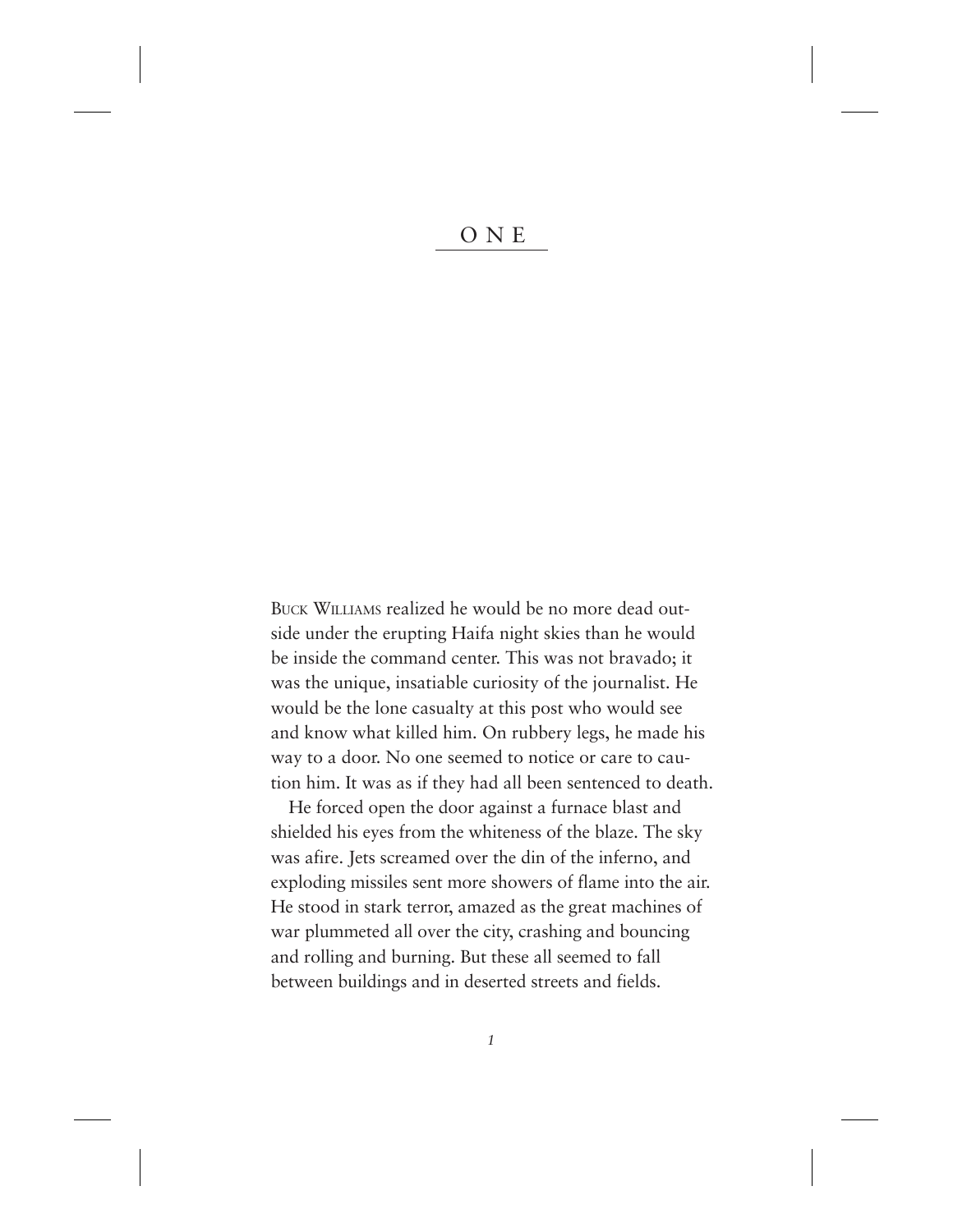# ONE

BUCK WILLIAMS realized he would be no more dead outside under the erupting Haifa night skies than he would be inside the command center. This was not bravado; it was the unique, insatiable curiosity of the journalist. He would be the lone casualty at this post who would see and know what killed him. On rubbery legs, he made his way to a door. No one seemed to notice or care to caution him. It was as if they had all been sentenced to death.

He forced open the door against a furnace blast and shielded his eyes from the whiteness of the blaze. The sky was afire. Jets screamed over the din of the inferno, and exploding missiles sent more showers of flame into the air. He stood in stark terror, amazed as the great machines of war plummeted all over the city, crashing and bouncing and rolling and burning. But these all seemed to fall between buildings and in deserted streets and fields.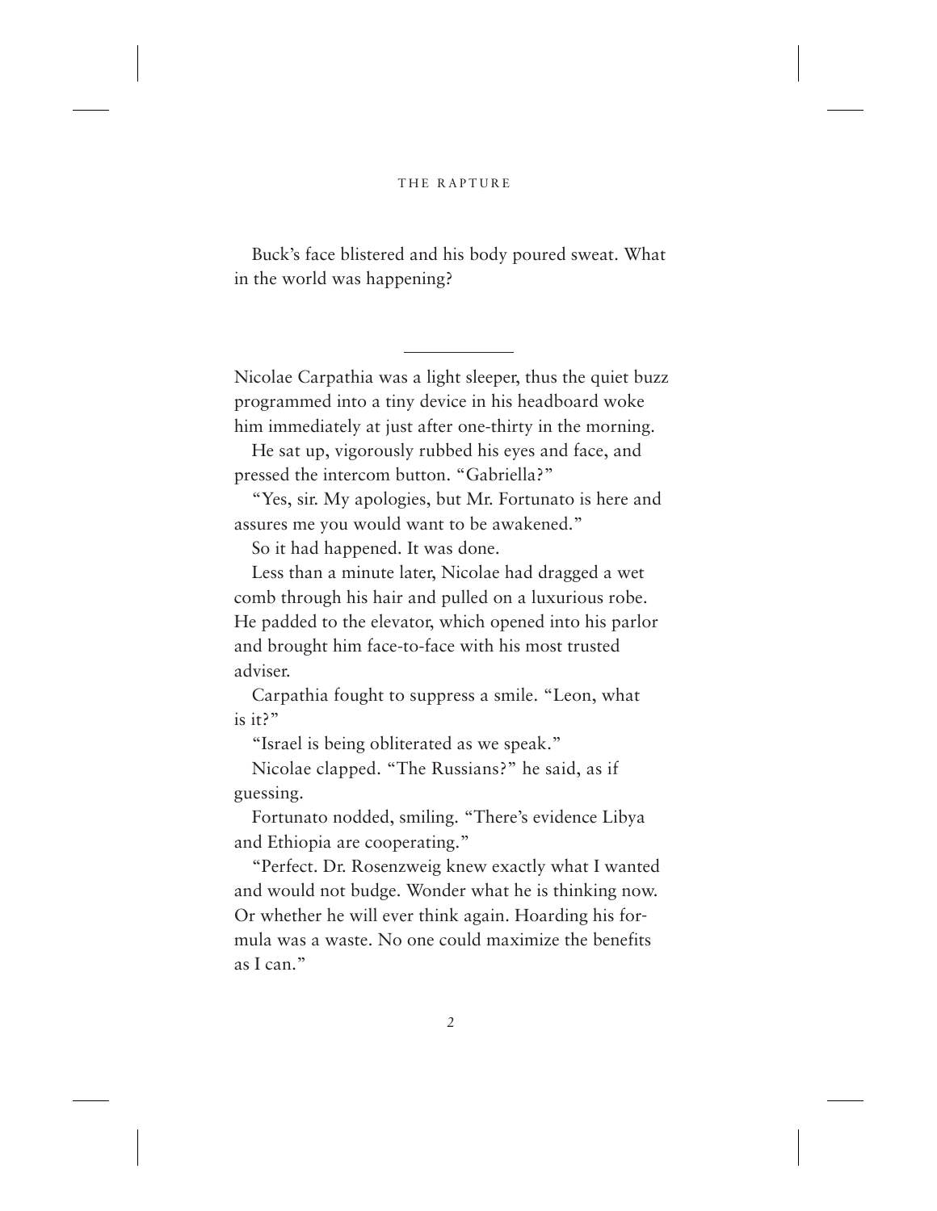Buck's face blistered and his body poured sweat. What in the world was happening?

---

Nicolae Carpathia was a light sleeper, thus the quiet buzz programmed into a tiny device in his headboard woke him immediately at just after one-thirty in the morning.

He sat up, vigorously rubbed his eyes and face, and pressed the intercom button. "Gabriella?"

"Yes, sir. My apologies, but Mr. Fortunato is here and assures me you would want to be awakened."

So it had happened. It was done.

Less than a minute later, Nicolae had dragged a wet comb through his hair and pulled on a luxurious robe. He padded to the elevator, which opened into his parlor and brought him face-to-face with his most trusted adviser.

Carpathia fought to suppress a smile. "Leon, what is it?"

"Israel is being obliterated as we speak."

Nicolae clapped. "The Russians?" he said, as if guessing.

Fortunato nodded, smiling. "There's evidence Libya and Ethiopia are cooperating."

"Perfect. Dr. Rosenzweig knew exactly what I wanted and would not budge. Wonder what he is thinking now. Or whether he will ever think again. Hoarding his formula was a waste. No one could maximize the benefits as I can."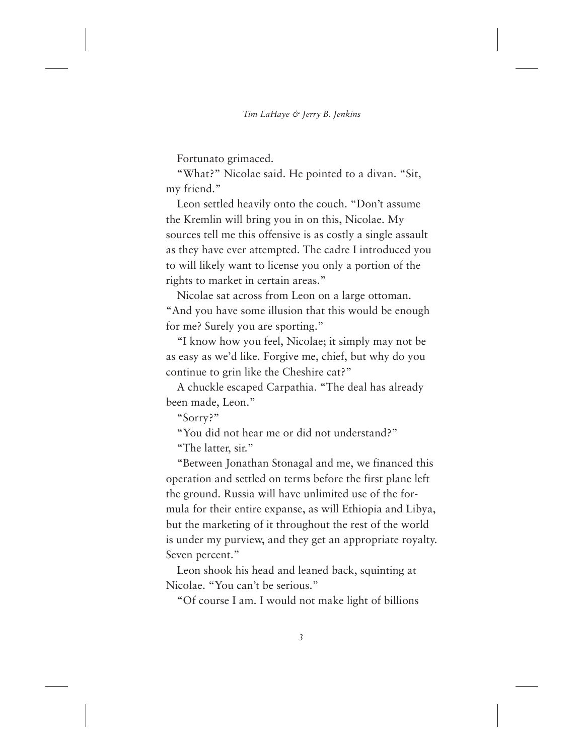Fortunato grimaced.

"What?" Nicolae said. He pointed to a divan. "Sit, my friend."

Leon settled heavily onto the couch. "Don't assume the Kremlin will bring you in on this, Nicolae. My sources tell me this offensive is as costly a single assault as they have ever attempted. The cadre I introduced you to will likely want to license you only a portion of the rights to market in certain areas."

Nicolae sat across from Leon on a large ottoman. "And you have some illusion that this would be enough for me? Surely you are sporting."

"I know how you feel, Nicolae; it simply may not be as easy as we'd like. Forgive me, chief, but why do you continue to grin like the Cheshire cat?"

A chuckle escaped Carpathia. "The deal has already been made, Leon."

"Sorry?"

"You did not hear me or did not understand?"

"The latter, sir."

"Between Jonathan Stonagal and me, we financed this operation and settled on terms before the first plane left the ground. Russia will have unlimited use of the formula for their entire expanse, as will Ethiopia and Libya, but the marketing of it throughout the rest of the world is under my purview, and they get an appropriate royalty. Seven percent."

Leon shook his head and leaned back, squinting at Nicolae. "You can't be serious."

"Of course I am. I would not make light of billions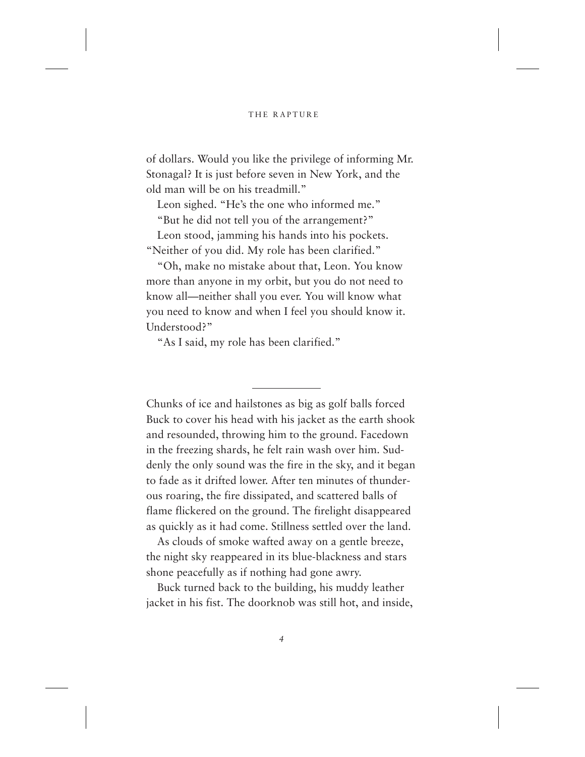of dollars. Would you like the privilege of informing Mr. Stonagal? It is just before seven in New York, and the old man will be on his treadmill."

Leon sighed. "He's the one who informed me."

"But he did not tell you of the arrangement?"

Leon stood, jamming his hands into his pockets. "Neither of you did. My role has been clarified."

"Oh, make no mistake about that, Leon. You know more than anyone in my orbit, but you do not need to know all—neither shall you ever. You will know what you need to know and when I feel you should know it. Understood?"

"As I said, my role has been clarified."

---

Chunks of ice and hailstones as big as golf balls forced Buck to cover his head with his jacket as the earth shook and resounded, throwing him to the ground. Facedown in the freezing shards, he felt rain wash over him. Suddenly the only sound was the fire in the sky, and it began to fade as it drifted lower. After ten minutes of thunderous roaring, the fire dissipated, and scattered balls of flame flickered on the ground. The firelight disappeared as quickly as it had come. Stillness settled over the land.

As clouds of smoke wafted away on a gentle breeze, the night sky reappeared in its blue-blackness and stars shone peacefully as if nothing had gone awry.

Buck turned back to the building, his muddy leather jacket in his fist. The doorknob was still hot, and inside,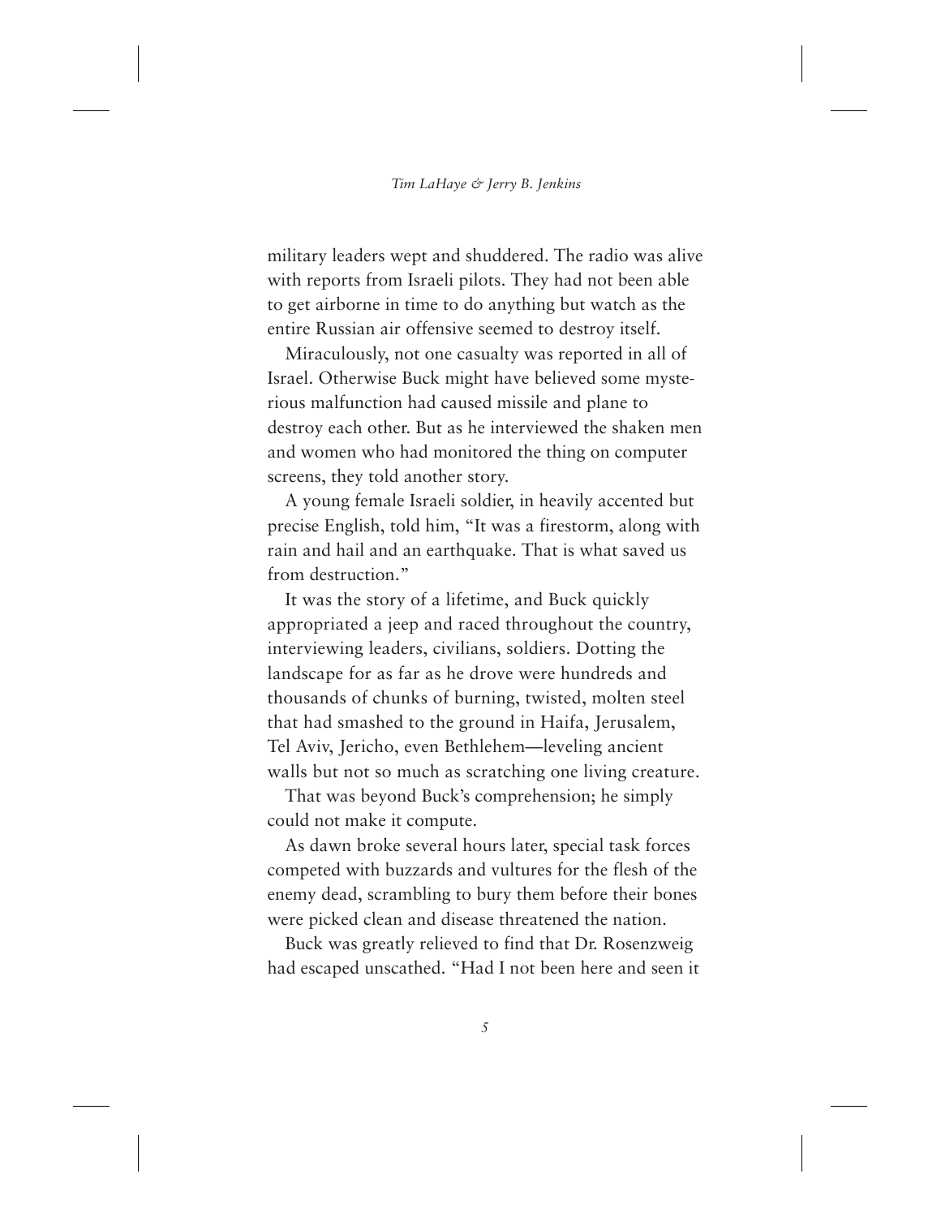military leaders wept and shuddered. The radio was alive with reports from Israeli pilots. They had not been able to get airborne in time to do anything but watch as the entire Russian air offensive seemed to destroy itself.

Miraculously, not one casualty was reported in all of Israel. Otherwise Buck might have believed some mysterious malfunction had caused missile and plane to destroy each other. But as he interviewed the shaken men and women who had monitored the thing on computer screens, they told another story.

A young female Israeli soldier, in heavily accented but precise English, told him, "It was a firestorm, along with rain and hail and an earthquake. That is what saved us from destruction."

It was the story of a lifetime, and Buck quickly appropriated a jeep and raced throughout the country, interviewing leaders, civilians, soldiers. Dotting the landscape for as far as he drove were hundreds and thousands of chunks of burning, twisted, molten steel that had smashed to the ground in Haifa, Jerusalem, Tel Aviv, Jericho, even Bethlehem—leveling ancient walls but not so much as scratching one living creature.

That was beyond Buck's comprehension; he simply could not make it compute.

As dawn broke several hours later, special task forces competed with buzzards and vultures for the flesh of the enemy dead, scrambling to bury them before their bones were picked clean and disease threatened the nation.

Buck was greatly relieved to find that Dr. Rosenzweig had escaped unscathed. "Had I not been here and seen it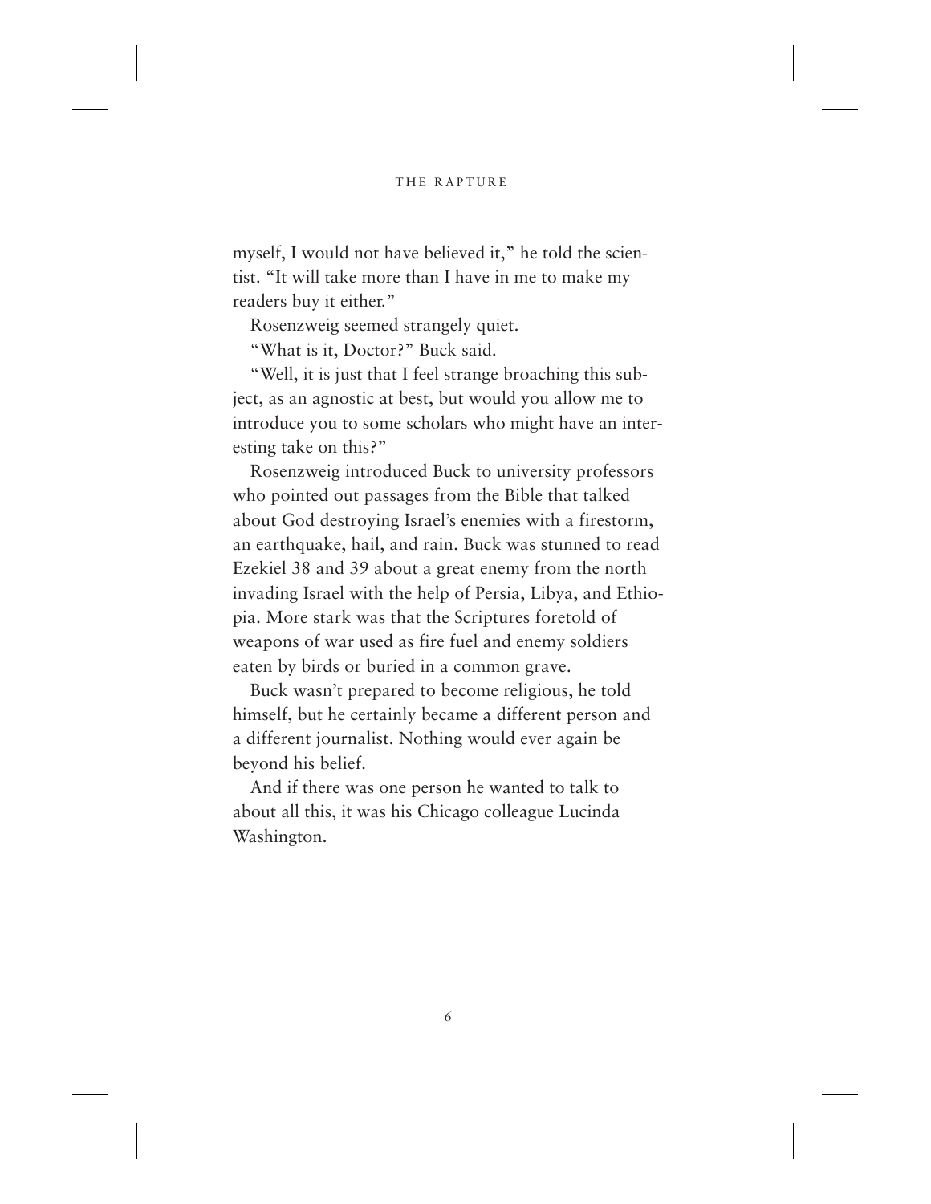myself, I would not have believed it," he told the scientist. "It will take more than I have in me to make my readers buy it either."

Rosenzweig seemed strangely quiet.

"What is it, Doctor?" Buck said.

"Well, it is just that I feel strange broaching this subject, as an agnostic at best, but would you allow me to introduce you to some scholars who might have an interesting take on this?"

Rosenzweig introduced Buck to university professors who pointed out passages from the Bible that talked about God destroying Israel's enemies with a firestorm, an earthquake, hail, and rain. Buck was stunned to read Ezekiel 38 and 39 about a great enemy from the north invading Israel with the help of Persia, Libya, and Ethiopia. More stark was that the Scriptures foretold of weapons of war used as fire fuel and enemy soldiers eaten by birds or buried in a common grave.

Buck wasn't prepared to become religious, he told himself, but he certainly became a different person and a different journalist. Nothing would ever again be beyond his belief.

And if there was one person he wanted to talk to about all this, it was his Chicago colleague Lucinda Washington.